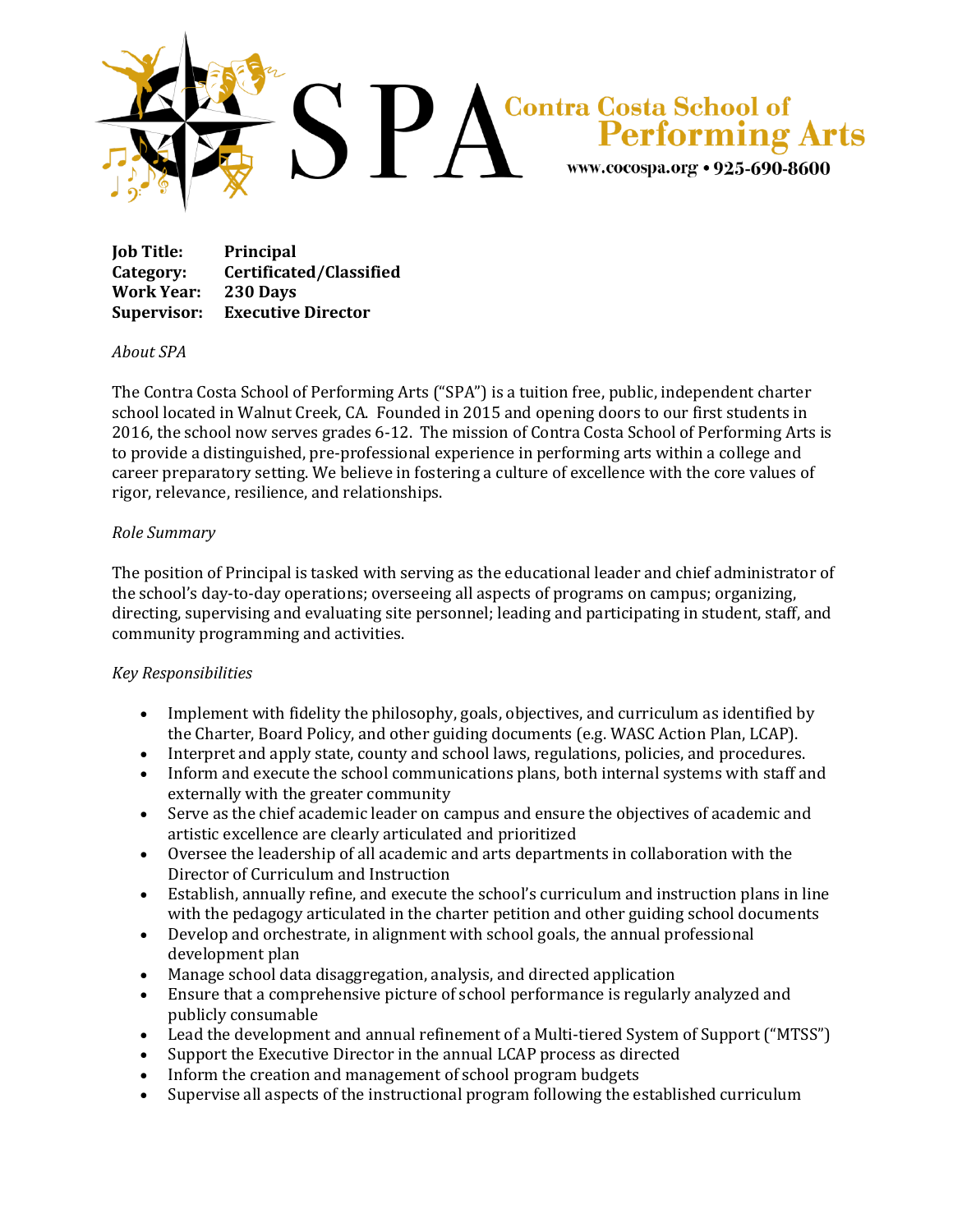SPA Contra Costa School of Performing Arts

www.cocospa.org • 925-690-8600

**Job Title:** **Principal**
**Category:** **Certificated/Classified**
**Work Year:** **230 Days**
**Supervisor:** **Executive Director**

*About SPA*

The Contra Costa School of Performing Arts ("SPA") is a tuition free, public, independent charter school located in Walnut Creek, CA. Founded in 2015 and opening doors to our first students in 2016, the school now serves grades 6-12. The mission of Contra Costa School of Performing Arts is to provide a distinguished, pre-professional experience in performing arts within a college and career preparatory setting. We believe in fostering a culture of excellence with the core values of rigor, relevance, resilience, and relationships.

*Role Summary*

The position of Principal is tasked with serving as the educational leader and chief administrator of the school's day-to-day operations; overseeing all aspects of programs on campus; organizing, directing, supervising and evaluating site personnel; leading and participating in student, staff, and community programming and activities.

*Key Responsibilities*

- Implement with fidelity the philosophy, goals, objectives, and curriculum as identified by the Charter, Board Policy, and other guiding documents (e.g. WASC Action Plan, LCAP).
- Interpret and apply state, county and school laws, regulations, policies, and procedures.
- Inform and execute the school communications plans, both internal systems with staff and externally with the greater community
- Serve as the chief academic leader on campus and ensure the objectives of academic and artistic excellence are clearly articulated and prioritized
- Oversee the leadership of all academic and arts departments in collaboration with the Director of Curriculum and Instruction
- Establish, annually refine, and execute the school's curriculum and instruction plans in line with the pedagogy articulated in the charter petition and other guiding school documents
- Develop and orchestrate, in alignment with school goals, the annual professional development plan
- Manage school data disaggregation, analysis, and directed application
- Ensure that a comprehensive picture of school performance is regularly analyzed and publicly consumable
- Lead the development and annual refinement of a Multi-tiered System of Support ("MTSS")
- Support the Executive Director in the annual LCAP process as directed
- Inform the creation and management of school program budgets
- Supervise all aspects of the instructional program following the established curriculum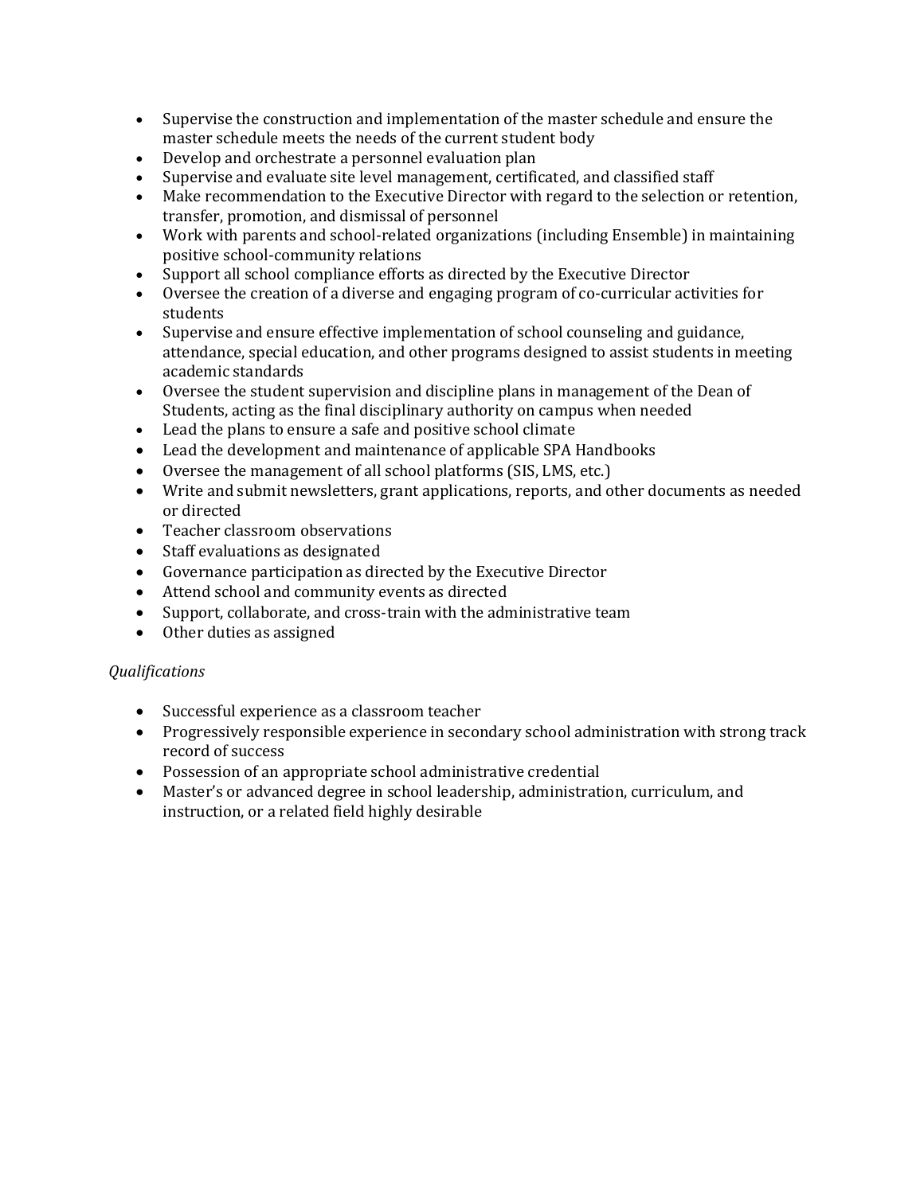- Supervise the construction and implementation of the master schedule and ensure the master schedule meets the needs of the current student body
- Develop and orchestrate a personnel evaluation plan
- Supervise and evaluate site level management, certificated, and classified staff
- Make recommendation to the Executive Director with regard to the selection or retention, transfer, promotion, and dismissal of personnel
- Work with parents and school-related organizations (including Ensemble) in maintaining positive school-community relations
- Support all school compliance efforts as directed by the Executive Director
- Oversee the creation of a diverse and engaging program of co-curricular activities for students
- Supervise and ensure effective implementation of school counseling and guidance, attendance, special education, and other programs designed to assist students in meeting academic standards
- Oversee the student supervision and discipline plans in management of the Dean of Students, acting as the final disciplinary authority on campus when needed
- Lead the plans to ensure a safe and positive school climate
- Lead the development and maintenance of applicable SPA Handbooks
- Oversee the management of all school platforms (SIS, LMS, etc.)
- Write and submit newsletters, grant applications, reports, and other documents as needed or directed
- Teacher classroom observations
- Staff evaluations as designated
- Governance participation as directed by the Executive Director
- Attend school and community events as directed
- Support, collaborate, and cross-train with the administrative team
- Other duties as assigned

*Qualifications*

- Successful experience as a classroom teacher
- Progressively responsible experience in secondary school administration with strong track record of success
- Possession of an appropriate school administrative credential
- Master's or advanced degree in school leadership, administration, curriculum, and instruction, or a related field highly desirable